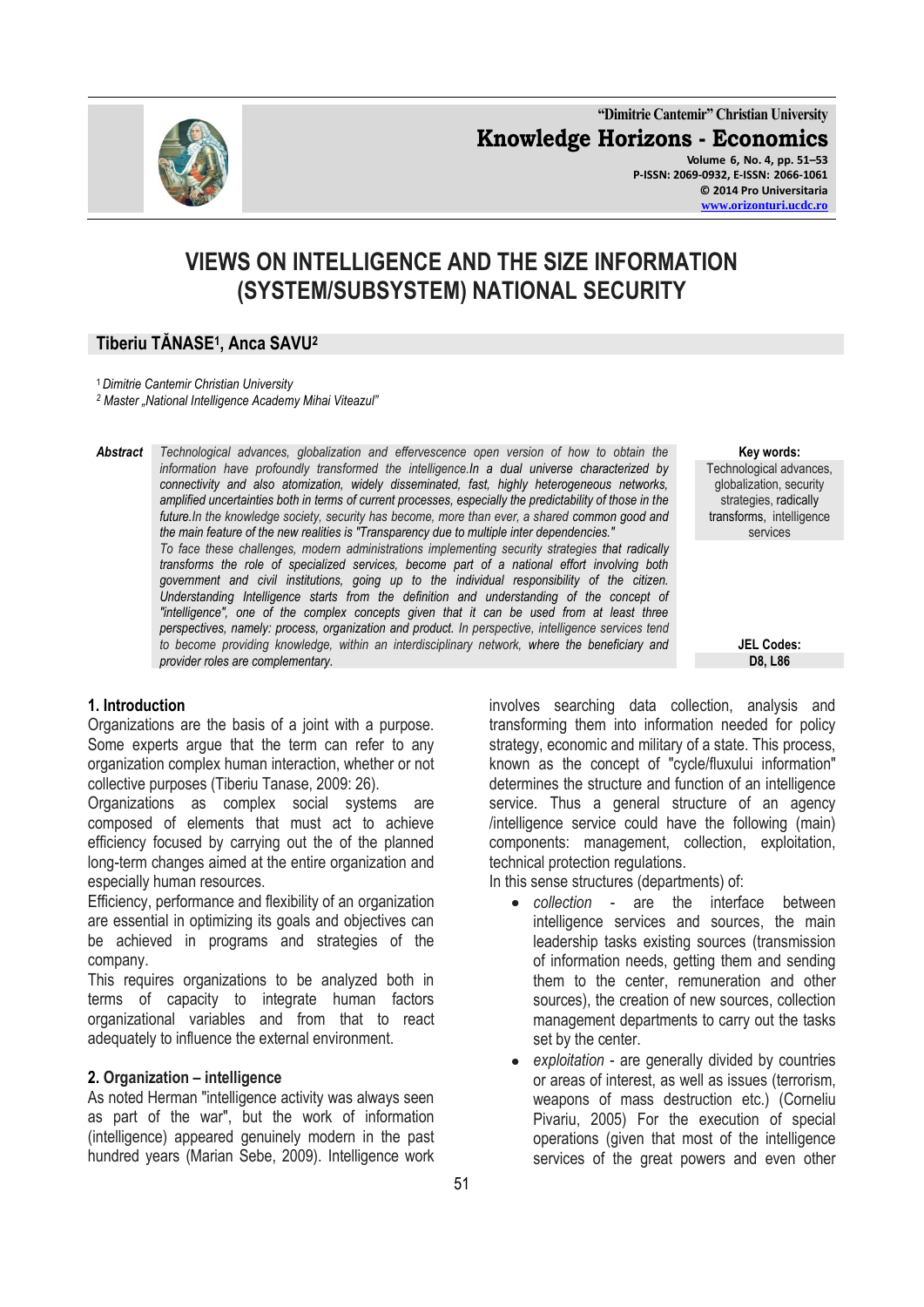# VIEWS ON INTELLIGENCE AND THE SIZE INFORMATION (SYSTEM/SUBSYSTEM) NATIONAL SECURITY

**Tiberiu TĂNASE[1], Anca SAVU[2]**

[1] *Dimitrie Cantemir Christian University*
[2] *Master „National Intelligence Academy Mihai Viteazul"*

***Abstract*** *Technological advances, globalization and effervescence open version of how to obtain the information have profoundly transformed the intelligence.In a dual universe characterized by connectivity and also atomization, widely disseminated, fast, highly heterogeneous networks, amplified uncertainties both in terms of current processes, especially the predictability of those in the future.In the knowledge society, security has become, more than ever, a shared common good and the main feature of the new realities is "Transparency due to multiple inter dependencies."*
*To face these challenges, modern administrations implementing security strategies that radically transforms the role of specialized services, become part of a national effort involving both government and civil institutions, going up to the individual responsibility of the citizen. Understanding Intelligence starts from the definition and understanding of the concept of "intelligence", one of the complex concepts given that it can be used from at least three perspectives, namely: process, organization and product. In perspective, intelligence services tend to become providing knowledge, within an interdisciplinary network, where the beneficiary and provider roles are complementary.*

**Key words:**
Technological advances, globalization, security strategies, radically transforms, intelligence services

**JEL Codes:**
D8, L86

## 1. Introduction

Organizations are the basis of a joint with a purpose. Some experts argue that the term can refer to any organization complex human interaction, whether or not collective purposes (Tiberiu Tanase, 2009: 26).

Organizations as complex social systems are composed of elements that must act to achieve efficiency focused by carrying out the of the planned long-term changes aimed at the entire organization and especially human resources.

Efficiency, performance and flexibility of an organization are essential in optimizing its goals and objectives can be achieved in programs and strategies of the company.

This requires organizations to be analyzed both in terms of capacity to integrate human factors organizational variables and from that to react adequately to influence the external environment.

## 2. Organization – intelligence

As noted Herman "intelligence activity was always seen as part of the war", but the work of information (intelligence) appeared genuinely modern in the past hundred years (Marian Sebe, 2009). Intelligence work involves searching data collection, analysis and transforming them into information needed for policy strategy, economic and military of a state. This process, known as the concept of "cycle/fluxului information" determines the structure and function of an intelligence service. Thus a general structure of an agency /intelligence service could have the following (main) components: management, collection, exploitation, technical protection regulations.

In this sense structures (departments) of:

- *collection* - are the interface between intelligence services and sources, the main leadership tasks existing sources (transmission of information needs, getting them and sending them to the center, remuneration and other sources), the creation of new sources, collection management departments to carry out the tasks set by the center.
- *exploitation* - are generally divided by countries or areas of interest, as well as issues (terrorism, weapons of mass destruction etc.) (Corneliu Pivariu, 2005) For the execution of special operations (given that most of the intelligence services of the great powers and even other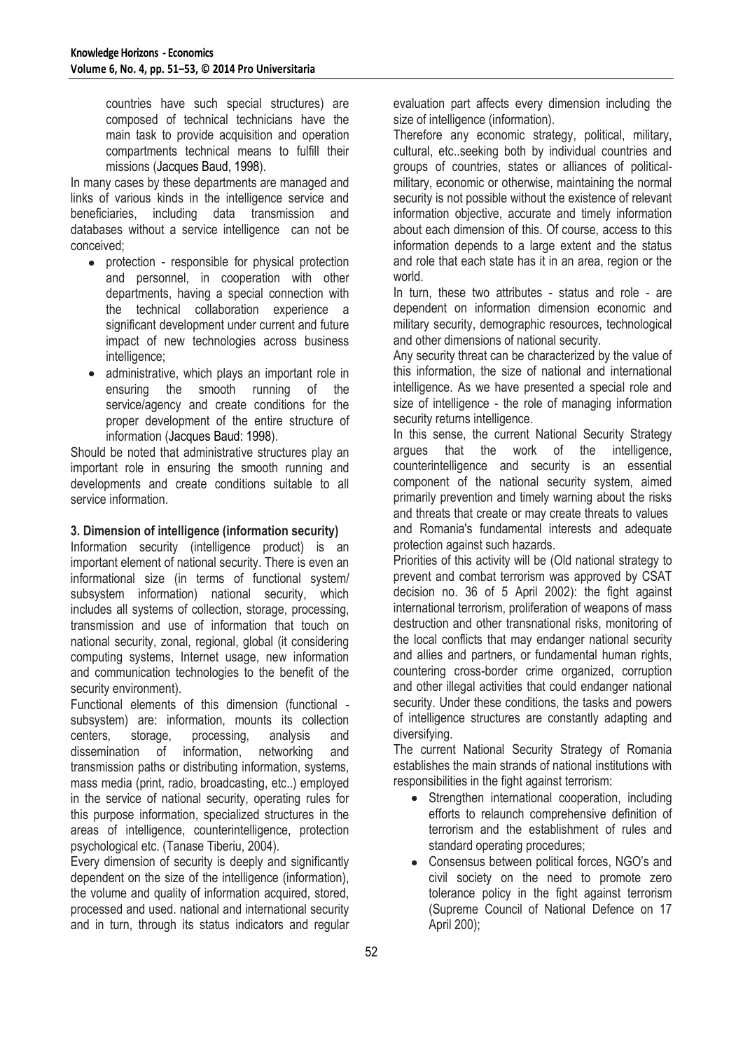countries have such special structures) are composed of technical technicians have the main task to provide acquisition and operation compartments technical means to fulfill their missions (Jacques Baud, 1998).

In many cases by these departments are managed and links of various kinds in the intelligence service and beneficiaries, including data transmission and databases without a service intelligence can not be conceived;

- protection - responsible for physical protection and personnel, in cooperation with other departments, having a special connection with the technical collaboration experience a significant development under current and future impact of new technologies across business intelligence;
- administrative, which plays an important role in ensuring the smooth running of the service/agency and create conditions for the proper development of the entire structure of information (Jacques Baud: 1998).

Should be noted that administrative structures play an important role in ensuring the smooth running and developments and create conditions suitable to all service information.

### 3. Dimension of intelligence (information security)

Information security (intelligence product) is an important element of national security. There is even an informational size (in terms of functional system/ subsystem information) national security, which includes all systems of collection, storage, processing, transmission and use of information that touch on national security, zonal, regional, global (it considering computing systems, Internet usage, new information and communication technologies to the benefit of the security environment).

Functional elements of this dimension (functional - subsystem) are: information, mounts its collection centers, storage, processing, analysis and dissemination of information, networking and transmission paths or distributing information, systems, mass media (print, radio, broadcasting, etc..) employed in the service of national security, operating rules for this purpose information, specialized structures in the areas of intelligence, counterintelligence, protection psychological etc. (Tanase Tiberiu, 2004).

Every dimension of security is deeply and significantly dependent on the size of the intelligence (information), the volume and quality of information acquired, stored, processed and used. national and international security and in turn, through its status indicators and regular evaluation part affects every dimension including the size of intelligence (information).

Therefore any economic strategy, political, military, cultural, etc..seeking both by individual countries and groups of countries, states or alliances of political-military, economic or otherwise, maintaining the normal security is not possible without the existence of relevant information objective, accurate and timely information about each dimension of this. Of course, access to this information depends to a large extent and the status and role that each state has it in an area, region or the world.

In turn, these two attributes - status and role - are dependent on information dimension economic and military security, demographic resources, technological and other dimensions of national security.

Any security threat can be characterized by the value of this information, the size of national and international intelligence. As we have presented a special role and size of intelligence - the role of managing information security returns intelligence.

In this sense, the current National Security Strategy argues that the work of the intelligence, counterintelligence and security is an essential component of the national security system, aimed primarily prevention and timely warning about the risks and threats that create or may create threats to values and Romania's fundamental interests and adequate protection against such hazards.

Priorities of this activity will be (Old national strategy to prevent and combat terrorism was approved by CSAT decision no. 36 of 5 April 2002): the fight against international terrorism, proliferation of weapons of mass destruction and other transnational risks, monitoring of the local conflicts that may endanger national security and allies and partners, or fundamental human rights, countering cross-border crime organized, corruption and other illegal activities that could endanger national security. Under these conditions, the tasks and powers of intelligence structures are constantly adapting and diversifying.

The current National Security Strategy of Romania establishes the main strands of national institutions with responsibilities in the fight against terrorism:

- Strengthen international cooperation, including efforts to relaunch comprehensive definition of terrorism and the establishment of rules and standard operating procedures;
- Consensus between political forces, NGO's and civil society on the need to promote zero tolerance policy in the fight against terrorism (Supreme Council of National Defence on 17 April 200);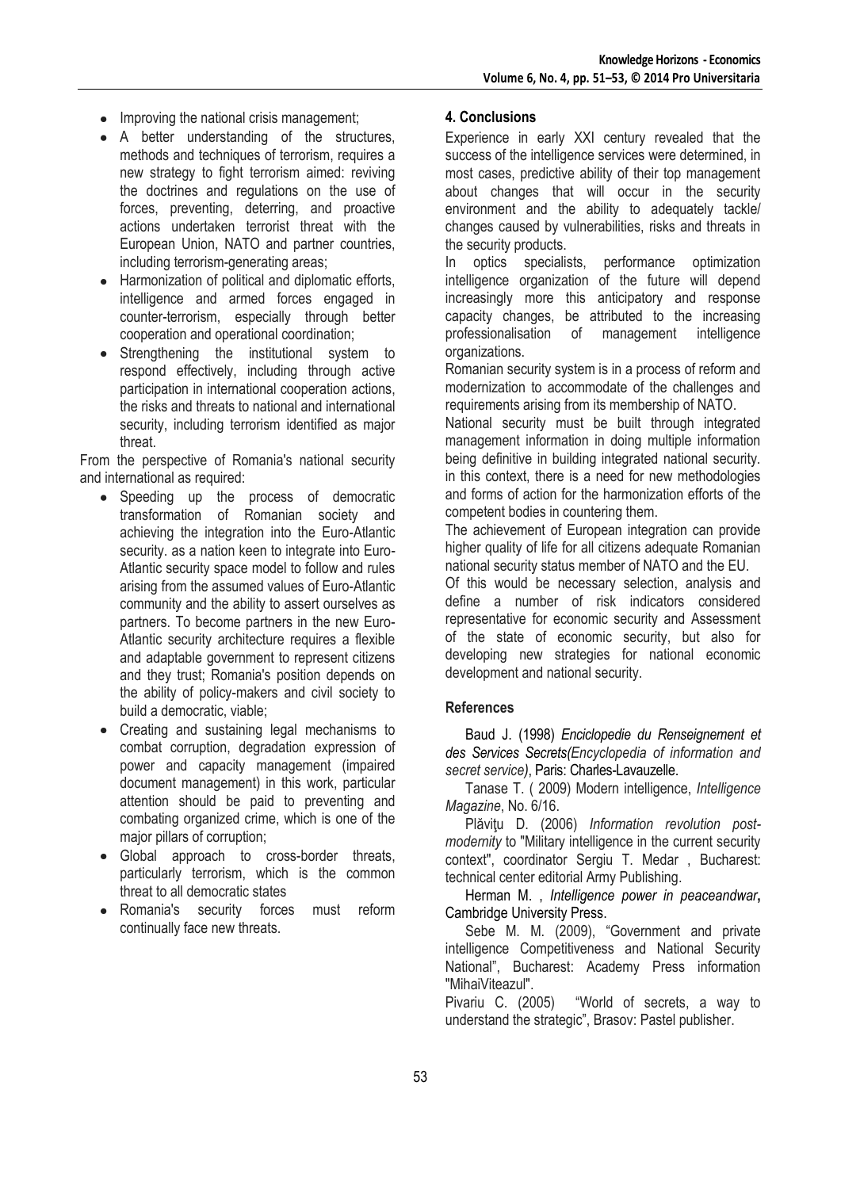- Improving the national crisis management;
- A better understanding of the structures, methods and techniques of terrorism, requires a new strategy to fight terrorism aimed: reviving the doctrines and regulations on the use of forces, preventing, deterring, and proactive actions undertaken terrorist threat with the European Union, NATO and partner countries, including terrorism-generating areas;
- Harmonization of political and diplomatic efforts, intelligence and armed forces engaged in counter-terrorism, especially through better cooperation and operational coordination;
- Strengthening the institutional system to respond effectively, including through active participation in international cooperation actions, the risks and threats to national and international security, including terrorism identified as major threat.

From the perspective of Romania's national security and international as required:

- Speeding up the process of democratic transformation of Romanian society and achieving the integration into the Euro-Atlantic security. as a nation keen to integrate into Euro-Atlantic security space model to follow and rules arising from the assumed values of Euro-Atlantic community and the ability to assert ourselves as partners. To become partners in the new Euro-Atlantic security architecture requires a flexible and adaptable government to represent citizens and they trust; Romania's position depends on the ability of policy-makers and civil society to build a democratic, viable;
- Creating and sustaining legal mechanisms to combat corruption, degradation expression of power and capacity management (impaired document management) in this work, particular attention should be paid to preventing and combating organized crime, which is one of the major pillars of corruption;
- Global approach to cross-border threats, particularly terrorism, which is the common threat to all democratic states
- Romania's security forces must reform continually face new threats.

## 4. Conclusions

Experience in early XXI century revealed that the success of the intelligence services were determined, in most cases, predictive ability of their top management about changes that will occur in the security environment and the ability to adequately tackle/ changes caused by vulnerabilities, risks and threats in the security products.

In optics specialists, performance optimization intelligence organization of the future will depend increasingly more this anticipatory and response capacity changes, be attributed to the increasing professionalisation of management intelligence organizations.

Romanian security system is in a process of reform and modernization to accommodate of the challenges and requirements arising from its membership of NATO.

National security must be built through integrated management information in doing multiple information being definitive in building integrated national security. in this context, there is a need for new methodologies and forms of action for the harmonization efforts of the competent bodies in countering them.

The achievement of European integration can provide higher quality of life for all citizens adequate Romanian national security status member of NATO and the EU.

Of this would be necessary selection, analysis and define a number of risk indicators considered representative for economic security and Assessment of the state of economic security, but also for developing new strategies for national economic development and national security.

## References

Baud J. (1998) *Enciclopedie du Renseignement et des Services Secrets(Encyclopedia of information and secret service)*, Paris: Charles-Lavauzelle.

Tanase T. ( 2009) Modern intelligence, *Intelligence Magazine*, No. 6/16.

Plăviţu D. (2006) *Information revolution post-modernity* to "Military intelligence in the current security context", coordinator Sergiu T. Medar , Bucharest: technical center editorial Army Publishing.

Herman M. , *Intelligence power in peaceandwar*, Cambridge University Press.

Sebe M. M. (2009), "Government and private intelligence Competitiveness and National Security National", Bucharest: Academy Press information "MihaiViteazul".

Pivariu C. (2005) "World of secrets, a way to understand the strategic", Brasov: Pastel publisher.